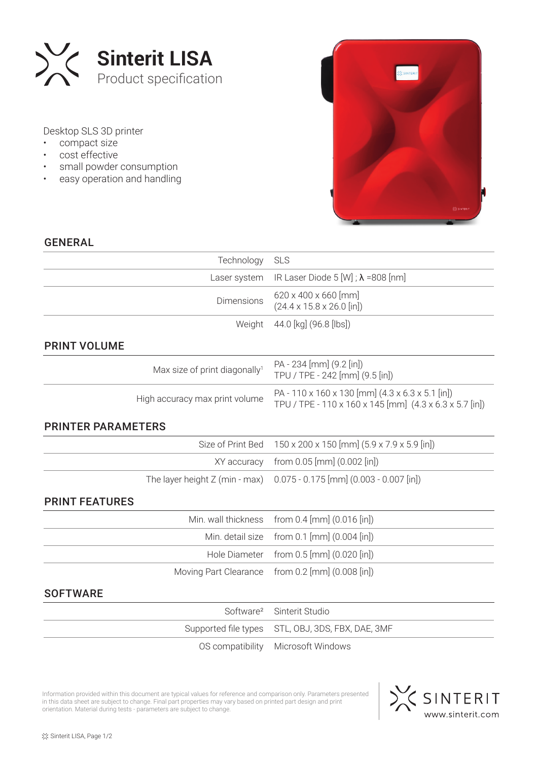# Sinterit LISA

Product specification

Desktop SLS 3D printer

- compact size
- cost effective
- small powder consumption
- easy operation and handling

## GENERAL

| | |
|---|---|
| Technology | SLS |
| Laser system | IR Laser Diode 5 [W] ; **λ** =808 [nm] |
| Dimensions | 620 x 400 x 660 [mm] (24.4 x 15.8 x 26.0 [in]) |
| Weight | 44.0 [kg] (96.8 [lbs]) |

## PRINT VOLUME

| | |
|---|---|
| Max size of print diagonally[1] | PA - 234 [mm] (9.2 [in]) TPU / TPE - 242 [mm] (9.5 [in]) |
| High accuracy max print volume | PA - 110 x 160 x 130 [mm] (4.3 x 6.3 x 5.1 [in]) TPU / TPE - 110 x 160 x 145 [mm] (4.3 x 6.3 x 5.7 [in]) |

## PRINTER PARAMETERS

| | |
|---|---|
| Size of Print Bed | 150 x 200 x 150 [mm] (5.9 x 7.9 x 5.9 [in]) |
| XY accuracy | from 0.05 [mm] (0.002 [in]) |
| The layer height Z (min - max) | 0.075 - 0.175 [mm] (0.003 - 0.007 [in]) |

## PRINT FEATURES

| | |
|---|---|
| Min. wall thickness | from 0.4 [mm] (0.016 [in]) |
| Min. detail size | from 0.1 [mm] (0.004 [in]) |
| Hole Diameter | from 0.5 [mm] (0.020 [in]) |
| Moving Part Clearance | from 0.2 [mm] (0.008 [in]) |

## SOFTWARE

| | |
|---|---|
| Software[2] | Sinterit Studio |
| Supported file types | STL, OBJ, 3DS, FBX, DAE, 3MF |
| OS compatibility | Microsoft Windows |

Information provided within this document are typical values for reference and comparison only. Parameters presented in this data sheet are subject to change. Final part properties may vary based on printed part design and print orientation. Material during tests - parameters are subject to change.

SINTERIT
www.sinterit.com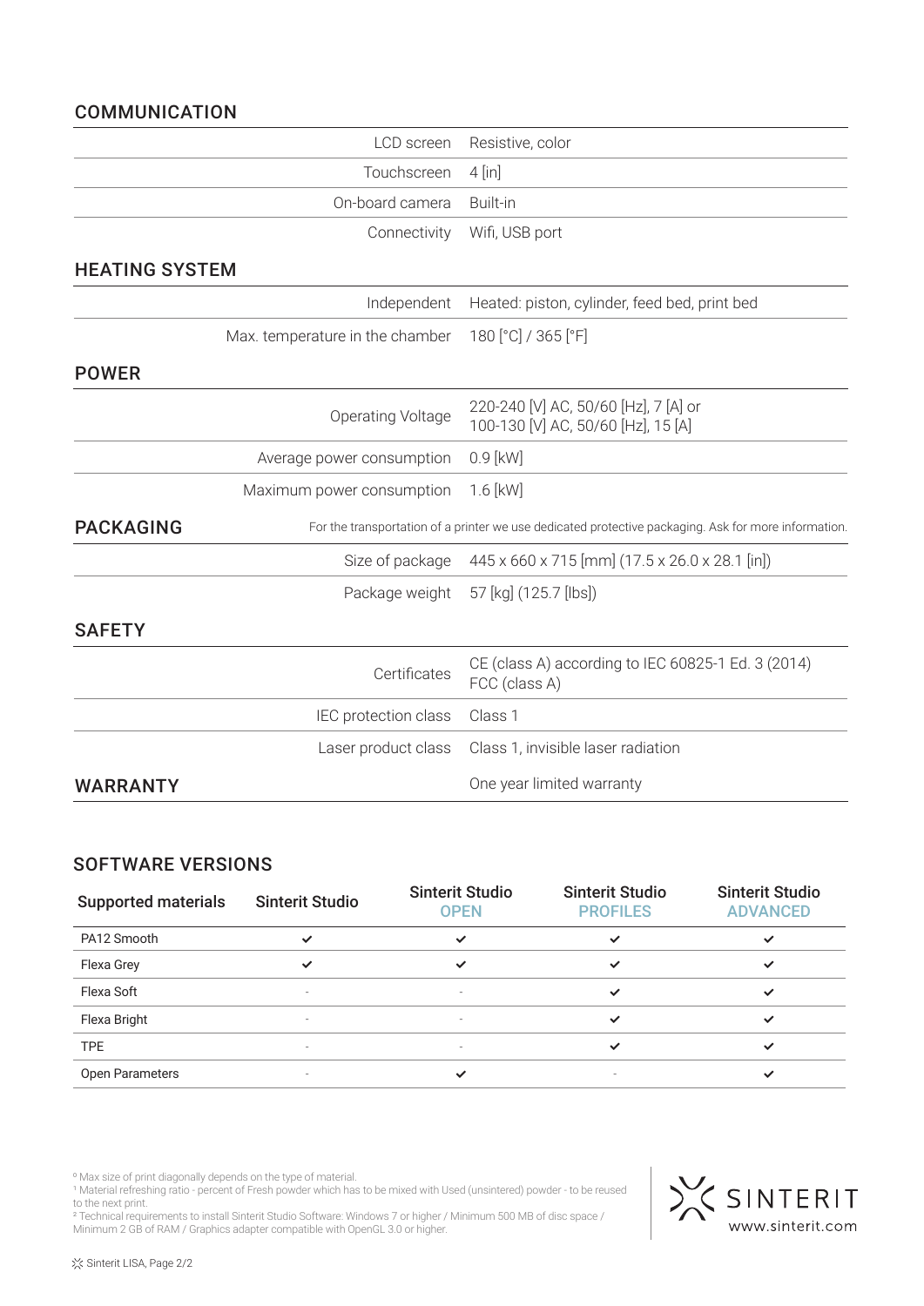## COMMUNICATION

| | |
|---|---|
| LCD screen | Resistive, color |
| Touchscreen | 4 [in] |
| On-board camera | Built-in |
| Connectivity | Wifi, USB port |

## HEATING SYSTEM

| | |
|---|---|
| Independent | Heated: piston, cylinder, feed bed, print bed |
| Max. temperature in the chamber | 180 [°C] / 365 [°F] |

## POWER

| | |
|---|---|
| Operating Voltage | 220-240 [V] AC, 50/60 [Hz], 7 [A] or 100-130 [V] AC, 50/60 [Hz], 15 [A] |
| Average power consumption | 0.9 [kW] |
| Maximum power consumption | 1.6 [kW] |

## PACKAGING

For the transportation of a printer we use dedicated protective packaging. Ask for more information.

| | |
|---|---|
| Size of package | 445 x 660 x 715 [mm] (17.5 x 26.0 x 28.1 [in]) |
| Package weight | 57 [kg] (125.7 [lbs]) |

## SAFETY

| | |
|---|---|
| Certificates | CE (class A) according to IEC 60825-1 Ed. 3 (2014) FCC (class A) |
| IEC protection class | Class 1 |
| Laser product class | Class 1, invisible laser radiation |

## WARRANTY

One year limited warranty

## SOFTWARE VERSIONS

| Supported materials | Sinterit Studio | Sinterit Studio OPEN | Sinterit Studio PROFILES | Sinterit Studio ADVANCED |
|---|---|---|---|---|
| PA12 Smooth | ✔ | ✔ | ✔ | ✔ |
| Flexa Grey | ✔ | ✔ | ✔ | ✔ |
| Flexa Soft | - | - | ✔ | ✔ |
| Flexa Bright | - | - | ✔ | ✔ |
| TPE | - | - | ✔ | ✔ |
| Open Parameters | - | ✔ | - | ✔ |

[0] Max size of print diagonally depends on the type of material.
[1] Material refreshing ratio - percent of Fresh powder which has to be mixed with Used (unsintered) powder - to be reused to the next print.
[2] Technical requirements to install Sinterit Studio Software: Windows 7 or higher / Minimum 500 MB of disc space / Minimum 2 GB of RAM / Graphics adapter compatible with OpenGL 3.0 or higher.

SINTERIT
www.sinterit.com